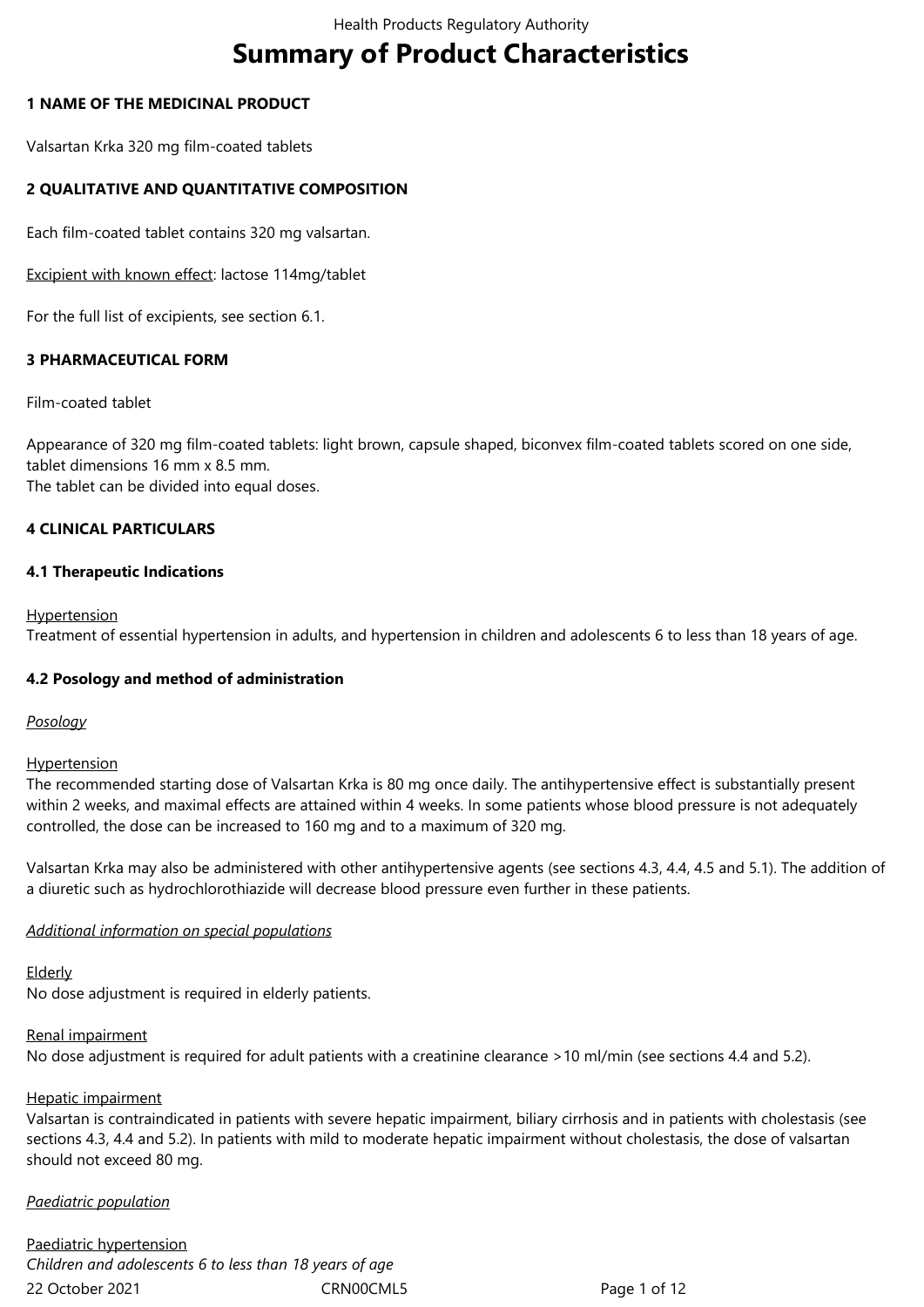# Summary of Product Characteristics

## 1 NAME OF THE MEDICINAL PRODUCT

Valsartan Krka 320 mg film-coated tablets

## 2 QUALITATIVE AND QUANTITATIVE COMPOSITION

Each film-coated tablet contains 320 mg valsartan.

Excipient with known effect: lactose 114mg/tablet

For the full list of excipients, see section 6.1.

## 3 PHARMACEUTICAL FORM

Film-coated tablet

Appearance of 320 mg film-coated tablets: light brown, capsule shaped, biconvex film-coated tablets scored on one side, tablet dimensions 16 mm x 8.5 mm.
The tablet can be divided into equal doses.

## 4 CLINICAL PARTICULARS

### 4.1 Therapeutic Indications

Hypertension
Treatment of essential hypertension in adults, and hypertension in children and adolescents 6 to less than 18 years of age.

### 4.2 Posology and method of administration

*Posology*

Hypertension
The recommended starting dose of Valsartan Krka is 80 mg once daily. The antihypertensive effect is substantially present within 2 weeks, and maximal effects are attained within 4 weeks. In some patients whose blood pressure is not adequately controlled, the dose can be increased to 160 mg and to a maximum of 320 mg.

Valsartan Krka may also be administered with other antihypertensive agents (see sections 4.3, 4.4, 4.5 and 5.1). The addition of a diuretic such as hydrochlorothiazide will decrease blood pressure even further in these patients.

*Additional information on special populations*

Elderly
No dose adjustment is required in elderly patients.

Renal impairment
No dose adjustment is required for adult patients with a creatinine clearance >10 ml/min (see sections 4.4 and 5.2).

Hepatic impairment
Valsartan is contraindicated in patients with severe hepatic impairment, biliary cirrhosis and in patients with cholestasis (see sections 4.3, 4.4 and 5.2). In patients with mild to moderate hepatic impairment without cholestasis, the dose of valsartan should not exceed 80 mg.

*Paediatric population*

Paediatric hypertension
*Children and adolescents 6 to less than 18 years of age*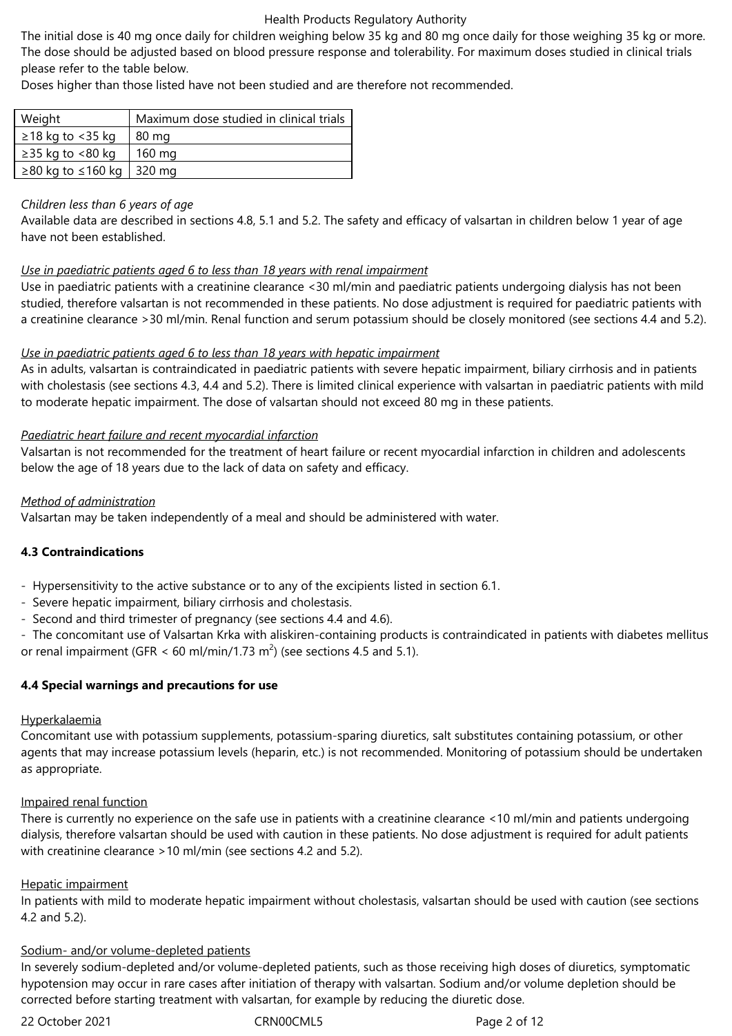The initial dose is 40 mg once daily for children weighing below 35 kg and 80 mg once daily for those weighing 35 kg or more. The dose should be adjusted based on blood pressure response and tolerability. For maximum doses studied in clinical trials please refer to the table below.

Doses higher than those listed have not been studied and are therefore not recommended.

| Weight | Maximum dose studied in clinical trials |
|---|---|
| ≥18 kg to <35 kg | 80 mg |
| ≥35 kg to <80 kg | 160 mg |
| ≥80 kg to ≤160 kg | 320 mg |

*Children less than 6 years of age*

Available data are described in sections 4.8, 5.1 and 5.2. The safety and efficacy of valsartan in children below 1 year of age have not been established.

*Use in paediatric patients aged 6 to less than 18 years with renal impairment*

Use in paediatric patients with a creatinine clearance <30 ml/min and paediatric patients undergoing dialysis has not been studied, therefore valsartan is not recommended in these patients. No dose adjustment is required for paediatric patients with a creatinine clearance >30 ml/min. Renal function and serum potassium should be closely monitored (see sections 4.4 and 5.2).

*Use in paediatric patients aged 6 to less than 18 years with hepatic impairment*

As in adults, valsartan is contraindicated in paediatric patients with severe hepatic impairment, biliary cirrhosis and in patients with cholestasis (see sections 4.3, 4.4 and 5.2). There is limited clinical experience with valsartan in paediatric patients with mild to moderate hepatic impairment. The dose of valsartan should not exceed 80 mg in these patients.

*Paediatric heart failure and recent myocardial infarction*

Valsartan is not recommended for the treatment of heart failure or recent myocardial infarction in children and adolescents below the age of 18 years due to the lack of data on safety and efficacy.

*Method of administration*

Valsartan may be taken independently of a meal and should be administered with water.

## 4.3 Contraindications

- Hypersensitivity to the active substance or to any of the excipients listed in section 6.1.
- Severe hepatic impairment, biliary cirrhosis and cholestasis.
- Second and third trimester of pregnancy (see sections 4.4 and 4.6).
- The concomitant use of Valsartan Krka with aliskiren-containing products is contraindicated in patients with diabetes mellitus or renal impairment (GFR < 60 ml/min/1.73 $m^2$) (see sections 4.5 and 5.1).

## 4.4 Special warnings and precautions for use

Hyperkalaemia

Concomitant use with potassium supplements, potassium-sparing diuretics, salt substitutes containing potassium, or other agents that may increase potassium levels (heparin, etc.) is not recommended. Monitoring of potassium should be undertaken as appropriate.

Impaired renal function

There is currently no experience on the safe use in patients with a creatinine clearance <10 ml/min and patients undergoing dialysis, therefore valsartan should be used with caution in these patients. No dose adjustment is required for adult patients with creatinine clearance >10 ml/min (see sections 4.2 and 5.2).

Hepatic impairment

In patients with mild to moderate hepatic impairment without cholestasis, valsartan should be used with caution (see sections 4.2 and 5.2).

Sodium- and/or volume-depleted patients

In severely sodium-depleted and/or volume-depleted patients, such as those receiving high doses of diuretics, symptomatic hypotension may occur in rare cases after initiation of therapy with valsartan. Sodium and/or volume depletion should be corrected before starting treatment with valsartan, for example by reducing the diuretic dose.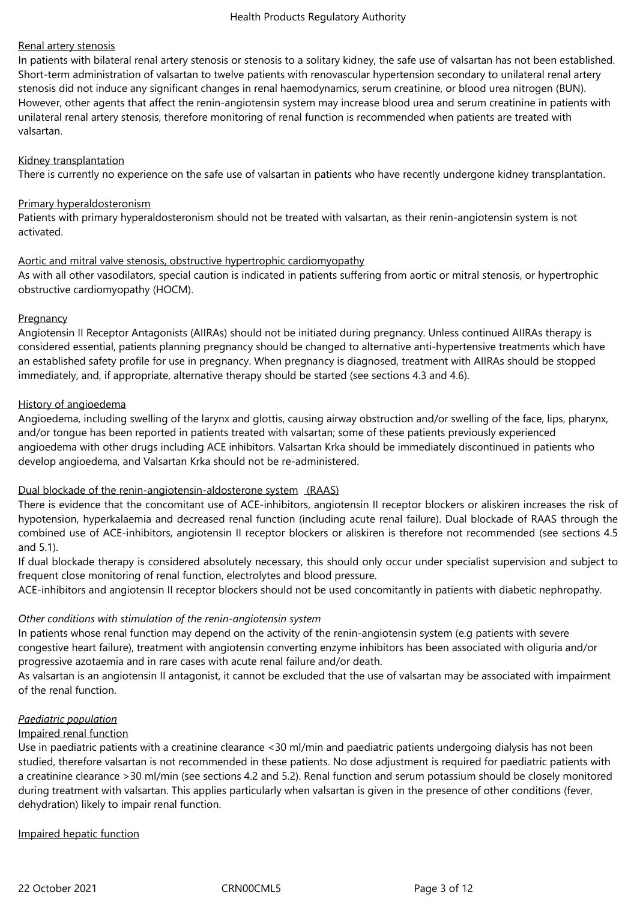Renal artery stenosis

In patients with bilateral renal artery stenosis or stenosis to a solitary kidney, the safe use of valsartan has not been established. Short-term administration of valsartan to twelve patients with renovascular hypertension secondary to unilateral renal artery stenosis did not induce any significant changes in renal haemodynamics, serum creatinine, or blood urea nitrogen (BUN). However, other agents that affect the renin-angiotensin system may increase blood urea and serum creatinine in patients with unilateral renal artery stenosis, therefore monitoring of renal function is recommended when patients are treated with valsartan.

Kidney transplantation

There is currently no experience on the safe use of valsartan in patients who have recently undergone kidney transplantation.

Primary hyperaldosteronism

Patients with primary hyperaldosteronism should not be treated with valsartan, as their renin-angiotensin system is not activated.

Aortic and mitral valve stenosis, obstructive hypertrophic cardiomyopathy

As with all other vasodilators, special caution is indicated in patients suffering from aortic or mitral stenosis, or hypertrophic obstructive cardiomyopathy (HOCM).

Pregnancy

Angiotensin II Receptor Antagonists (AIIRAs) should not be initiated during pregnancy. Unless continued AIIRAs therapy is considered essential, patients planning pregnancy should be changed to alternative anti-hypertensive treatments which have an established safety profile for use in pregnancy. When pregnancy is diagnosed, treatment with AIIRAs should be stopped immediately, and, if appropriate, alternative therapy should be started (see sections 4.3 and 4.6).

History of angioedema

Angioedema, including swelling of the larynx and glottis, causing airway obstruction and/or swelling of the face, lips, pharynx, and/or tongue has been reported in patients treated with valsartan; some of these patients previously experienced angioedema with other drugs including ACE inhibitors. Valsartan Krka should be immediately discontinued in patients who develop angioedema, and Valsartan Krka should not be re-administered.

Dual blockade of the renin-angiotensin-aldosterone system (RAAS)

There is evidence that the concomitant use of ACE-inhibitors, angiotensin II receptor blockers or aliskiren increases the risk of hypotension, hyperkalaemia and decreased renal function (including acute renal failure). Dual blockade of RAAS through the combined use of ACE-inhibitors, angiotensin II receptor blockers or aliskiren is therefore not recommended (see sections 4.5 and 5.1).

If dual blockade therapy is considered absolutely necessary, this should only occur under specialist supervision and subject to frequent close monitoring of renal function, electrolytes and blood pressure.

ACE-inhibitors and angiotensin II receptor blockers should not be used concomitantly in patients with diabetic nephropathy.

*Other conditions with stimulation of the renin-angiotensin system*

In patients whose renal function may depend on the activity of the renin-angiotensin system (e.g patients with severe congestive heart failure), treatment with angiotensin converting enzyme inhibitors has been associated with oliguria and/or progressive azotaemia and in rare cases with acute renal failure and/or death.

As valsartan is an angiotensin II antagonist, it cannot be excluded that the use of valsartan may be associated with impairment of the renal function.

*Paediatric population*

Impaired renal function

Use in paediatric patients with a creatinine clearance <30 ml/min and paediatric patients undergoing dialysis has not been studied, therefore valsartan is not recommended in these patients. No dose adjustment is required for paediatric patients with a creatinine clearance >30 ml/min (see sections 4.2 and 5.2). Renal function and serum potassium should be closely monitored during treatment with valsartan. This applies particularly when valsartan is given in the presence of other conditions (fever, dehydration) likely to impair renal function.

Impaired hepatic function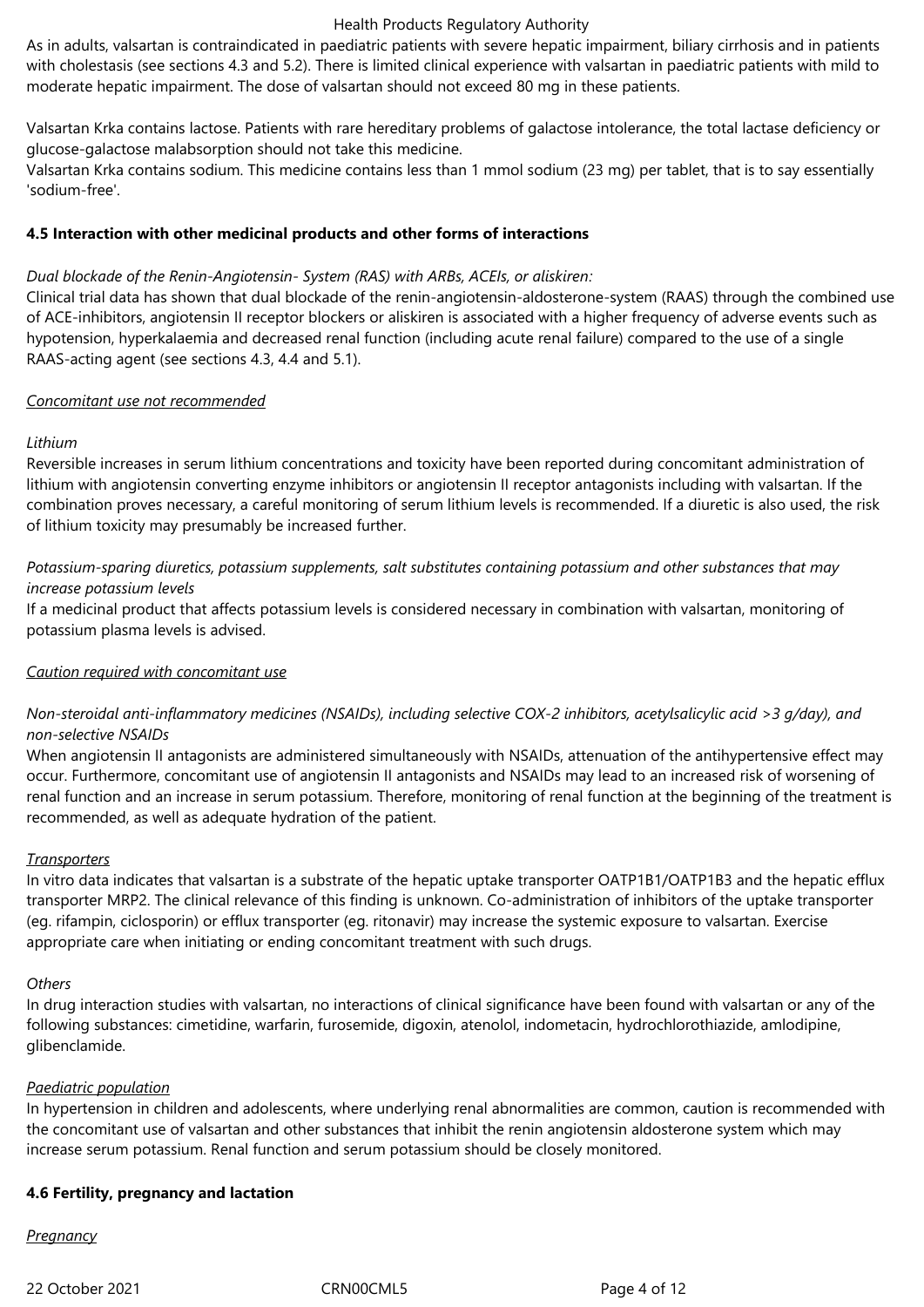As in adults, valsartan is contraindicated in paediatric patients with severe hepatic impairment, biliary cirrhosis and in patients with cholestasis (see sections 4.3 and 5.2). There is limited clinical experience with valsartan in paediatric patients with mild to moderate hepatic impairment. The dose of valsartan should not exceed 80 mg in these patients.

Valsartan Krka contains lactose. Patients with rare hereditary problems of galactose intolerance, the total lactase deficiency or glucose-galactose malabsorption should not take this medicine.
Valsartan Krka contains sodium. This medicine contains less than 1 mmol sodium (23 mg) per tablet, that is to say essentially 'sodium-free'.

**4.5 Interaction with other medicinal products and other forms of interactions**

*Dual blockade of the Renin-Angiotensin- System (RAS) with ARBs, ACEIs, or aliskiren:*
Clinical trial data has shown that dual blockade of the renin-angiotensin-aldosterone-system (RAAS) through the combined use of ACE-inhibitors, angiotensin II receptor blockers or aliskiren is associated with a higher frequency of adverse events such as hypotension, hyperkalaemia and decreased renal function (including acute renal failure) compared to the use of a single RAAS-acting agent (see sections 4.3, 4.4 and 5.1).

Concomitant use not recommended

*Lithium*
Reversible increases in serum lithium concentrations and toxicity have been reported during concomitant administration of lithium with angiotensin converting enzyme inhibitors or angiotensin II receptor antagonists including with valsartan. If the combination proves necessary, a careful monitoring of serum lithium levels is recommended. If a diuretic is also used, the risk of lithium toxicity may presumably be increased further.

*Potassium-sparing diuretics, potassium supplements, salt substitutes containing potassium and other substances that may increase potassium levels*
If a medicinal product that affects potassium levels is considered necessary in combination with valsartan, monitoring of potassium plasma levels is advised.

Caution required with concomitant use

*Non-steroidal anti-inflammatory medicines (NSAIDs), including selective COX-2 inhibitors, acetylsalicylic acid >3 g/day), and non-selective NSAIDs*
When angiotensin II antagonists are administered simultaneously with NSAIDs, attenuation of the antihypertensive effect may occur. Furthermore, concomitant use of angiotensin II antagonists and NSAIDs may lead to an increased risk of worsening of renal function and an increase in serum potassium. Therefore, monitoring of renal function at the beginning of the treatment is recommended, as well as adequate hydration of the patient.

Transporters
In vitro data indicates that valsartan is a substrate of the hepatic uptake transporter OATP1B1/OATP1B3 and the hepatic efflux transporter MRP2. The clinical relevance of this finding is unknown. Co-administration of inhibitors of the uptake transporter (eg. rifampin, ciclosporin) or efflux transporter (eg. ritonavir) may increase the systemic exposure to valsartan. Exercise appropriate care when initiating or ending concomitant treatment with such drugs.

*Others*
In drug interaction studies with valsartan, no interactions of clinical significance have been found with valsartan or any of the following substances: cimetidine, warfarin, furosemide, digoxin, atenolol, indometacin, hydrochlorothiazide, amlodipine, glibenclamide.

Paediatric population
In hypertension in children and adolescents, where underlying renal abnormalities are common, caution is recommended with the concomitant use of valsartan and other substances that inhibit the renin angiotensin aldosterone system which may increase serum potassium. Renal function and serum potassium should be closely monitored.

**4.6 Fertility, pregnancy and lactation**

Pregnancy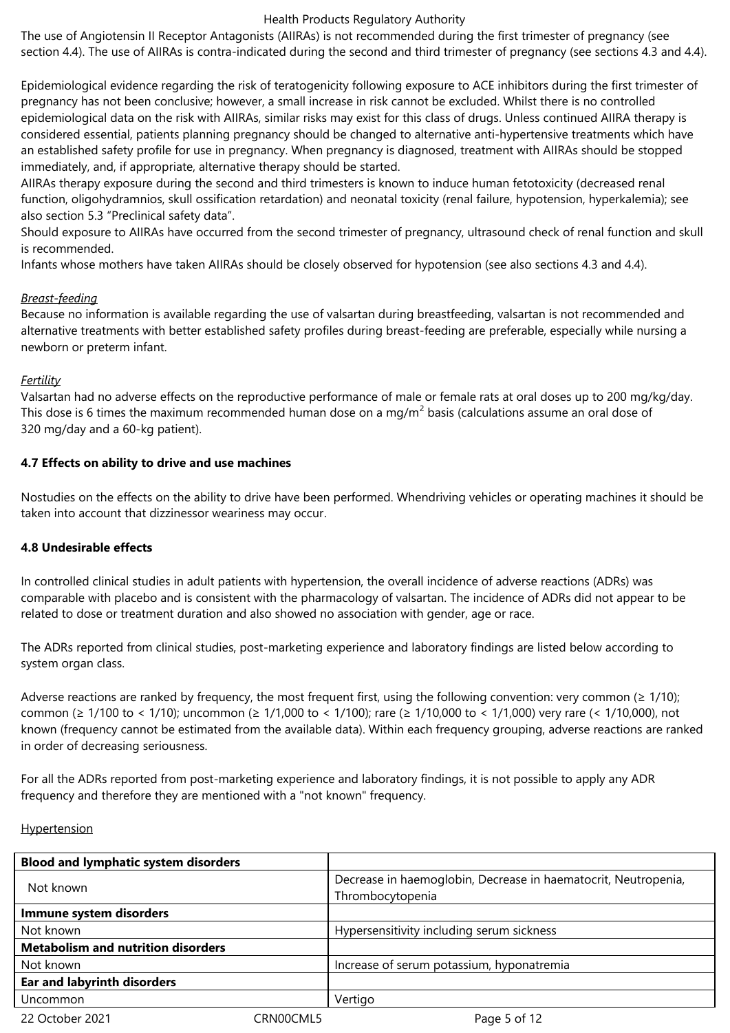The use of Angiotensin II Receptor Antagonists (AIIRAs) is not recommended during the first trimester of pregnancy (see section 4.4). The use of AIIRAs is contra-indicated during the second and third trimester of pregnancy (see sections 4.3 and 4.4).

Epidemiological evidence regarding the risk of teratogenicity following exposure to ACE inhibitors during the first trimester of pregnancy has not been conclusive; however, a small increase in risk cannot be excluded. Whilst there is no controlled epidemiological data on the risk with AIIRAs, similar risks may exist for this class of drugs. Unless continued AIIRA therapy is considered essential, patients planning pregnancy should be changed to alternative anti-hypertensive treatments which have an established safety profile for use in pregnancy. When pregnancy is diagnosed, treatment with AIIRAs should be stopped immediately, and, if appropriate, alternative therapy should be started.
AIIRAs therapy exposure during the second and third trimesters is known to induce human fetotoxicity (decreased renal function, oligohydramnios, skull ossification retardation) and neonatal toxicity (renal failure, hypotension, hyperkalemia); see also section 5.3 “Preclinical safety data”.
Should exposure to AIIRAs have occurred from the second trimester of pregnancy, ultrasound check of renal function and skull is recommended.
Infants whose mothers have taken AIIRAs should be closely observed for hypotension (see also sections 4.3 and 4.4).

*Breast-feeding*
Because no information is available regarding the use of valsartan during breastfeeding, valsartan is not recommended and alternative treatments with better established safety profiles during breast-feeding are preferable, especially while nursing a newborn or preterm infant.

*Fertility*
Valsartan had no adverse effects on the reproductive performance of male or female rats at oral doses up to 200 mg/kg/day. This dose is 6 times the maximum recommended human dose on a mg/m$^2$ basis (calculations assume an oral dose of 320 mg/day and a 60-kg patient).

**4.7 Effects on ability to drive and use machines**

Nostudies on the effects on the ability to drive have been performed. Whendriving vehicles or operating machines it should be taken into account that dizzinessor weariness may occur.

**4.8 Undesirable effects**

In controlled clinical studies in adult patients with hypertension, the overall incidence of adverse reactions (ADRs) was comparable with placebo and is consistent with the pharmacology of valsartan. The incidence of ADRs did not appear to be related to dose or treatment duration and also showed no association with gender, age or race.

The ADRs reported from clinical studies, post-marketing experience and laboratory findings are listed below according to system organ class.

Adverse reactions are ranked by frequency, the most frequent first, using the following convention: very common (≥ 1/10); common (≥ 1/100 to < 1/10); uncommon (≥ 1/1,000 to < 1/100); rare (≥ 1/10,000 to < 1/1,000) very rare (< 1/10,000), not known (frequency cannot be estimated from the available data). Within each frequency grouping, adverse reactions are ranked in order of decreasing seriousness.

For all the ADRs reported from post-marketing experience and laboratory findings, it is not possible to apply any ADR frequency and therefore they are mentioned with a "not known" frequency.

Hypertension

| **Blood and lymphatic system disorders** | |
|---|---|
| Not known | Decrease in haemoglobin, Decrease in haematocrit, Neutropenia, Thrombocytopenia |
| **Immune system disorders** | |
| Not known | Hypersensitivity including serum sickness |
| **Metabolism and nutrition disorders** | |
| Not known | Increase of serum potassium, hyponatremia |
| **Ear and labyrinth disorders** | |
| Uncommon | Vertigo |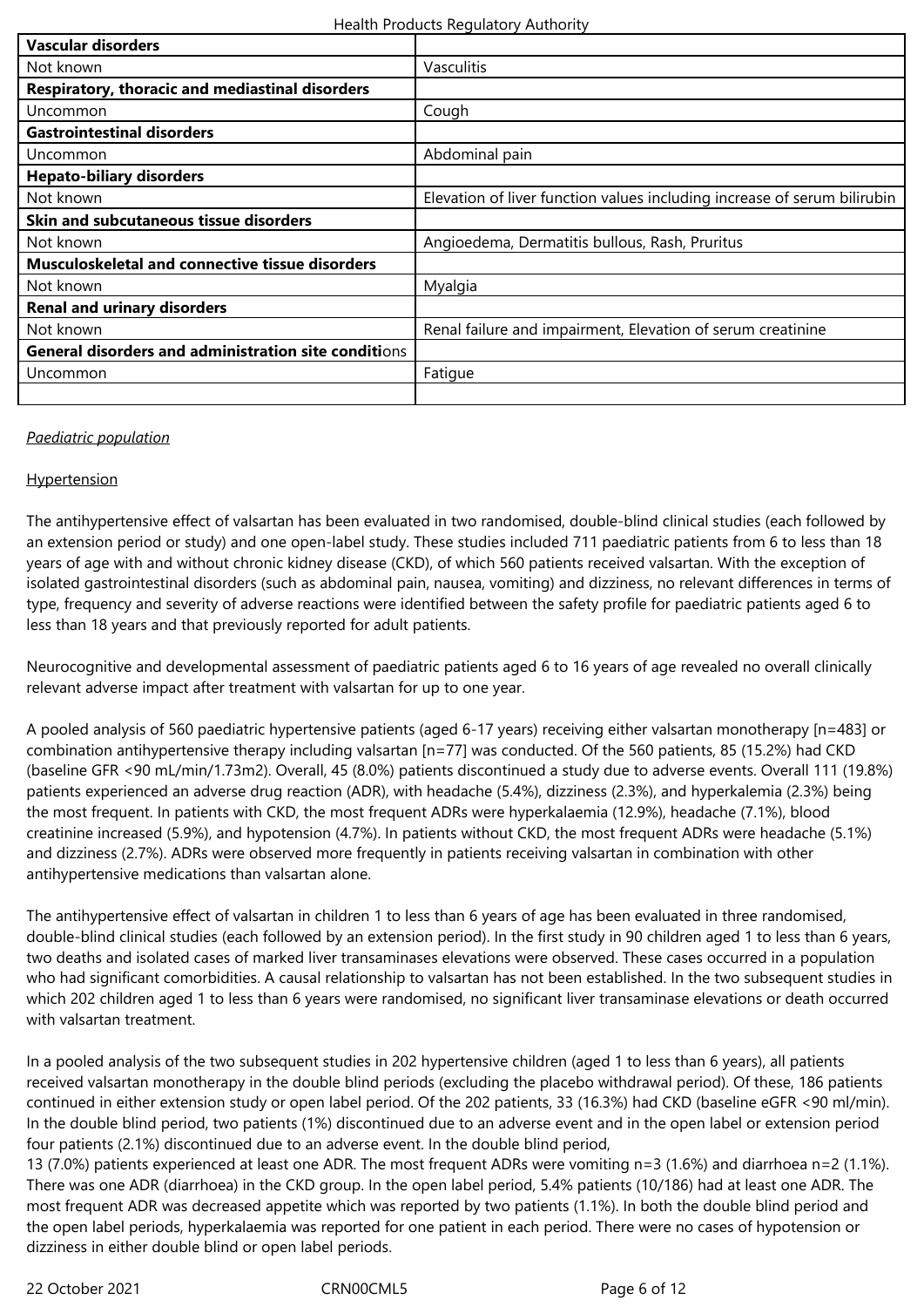| **Vascular disorders** | |
|---|---|
| Not known | Vasculitis |
| **Respiratory, thoracic and mediastinal disorders** | |
| Uncommon | Cough |
| **Gastrointestinal disorders** | |
| Uncommon | Abdominal pain |
| **Hepato-biliary disorders** | |
| Not known | Elevation of liver function values including increase of serum bilirubin |
| **Skin and subcutaneous tissue disorders** | |
| Not known | Angioedema, Dermatitis bullous, Rash, Pruritus |
| **Musculoskeletal and connective tissue disorders** | |
| Not known | Myalgia |
| **Renal and urinary disorders** | |
| Not known | Renal failure and impairment, Elevation of serum creatinine |
| **General disorders and administration site conditions** | |
| Uncommon | Fatigue |
| | |

*Paediatric population*

Hypertension

The antihypertensive effect of valsartan has been evaluated in two randomised, double-blind clinical studies (each followed by an extension period or study) and one open-label study. These studies included 711 paediatric patients from 6 to less than 18 years of age with and without chronic kidney disease (CKD), of which 560 patients received valsartan. With the exception of isolated gastrointestinal disorders (such as abdominal pain, nausea, vomiting) and dizziness, no relevant differences in terms of type, frequency and severity of adverse reactions were identified between the safety profile for paediatric patients aged 6 to less than 18 years and that previously reported for adult patients.

Neurocognitive and developmental assessment of paediatric patients aged 6 to 16 years of age revealed no overall clinically relevant adverse impact after treatment with valsartan for up to one year.

A pooled analysis of 560 paediatric hypertensive patients (aged 6-17 years) receiving either valsartan monotherapy [n=483] or combination antihypertensive therapy including valsartan [n=77] was conducted. Of the 560 patients, 85 (15.2%) had CKD (baseline GFR <90 mL/min/1.73m2). Overall, 45 (8.0%) patients discontinued a study due to adverse events. Overall 111 (19.8%) patients experienced an adverse drug reaction (ADR), with headache (5.4%), dizziness (2.3%), and hyperkalemia (2.3%) being the most frequent. In patients with CKD, the most frequent ADRs were hyperkalaemia (12.9%), headache (7.1%), blood creatinine increased (5.9%), and hypotension (4.7%). In patients without CKD, the most frequent ADRs were headache (5.1%) and dizziness (2.7%). ADRs were observed more frequently in patients receiving valsartan in combination with other antihypertensive medications than valsartan alone.

The antihypertensive effect of valsartan in children 1 to less than 6 years of age has been evaluated in three randomised, double-blind clinical studies (each followed by an extension period). In the first study in 90 children aged 1 to less than 6 years, two deaths and isolated cases of marked liver transaminases elevations were observed. These cases occurred in a population who had significant comorbidities. A causal relationship to valsartan has not been established. In the two subsequent studies in which 202 children aged 1 to less than 6 years were randomised, no significant liver transaminase elevations or death occurred with valsartan treatment.

In a pooled analysis of the two subsequent studies in 202 hypertensive children (aged 1 to less than 6 years), all patients received valsartan monotherapy in the double blind periods (excluding the placebo withdrawal period). Of these, 186 patients continued in either extension study or open label period. Of the 202 patients, 33 (16.3%) had CKD (baseline eGFR <90 ml/min). In the double blind period, two patients (1%) discontinued due to an adverse event and in the open label or extension period four patients (2.1%) discontinued due to an adverse event. In the double blind period,
13 (7.0%) patients experienced at least one ADR. The most frequent ADRs were vomiting n=3 (1.6%) and diarrhoea n=2 (1.1%). There was one ADR (diarrhoea) in the CKD group. In the open label period, 5.4% patients (10/186) had at least one ADR. The most frequent ADR was decreased appetite which was reported by two patients (1.1%). In both the double blind period and the open label periods, hyperkalaemia was reported for one patient in each period. There were no cases of hypotension or dizziness in either double blind or open label periods.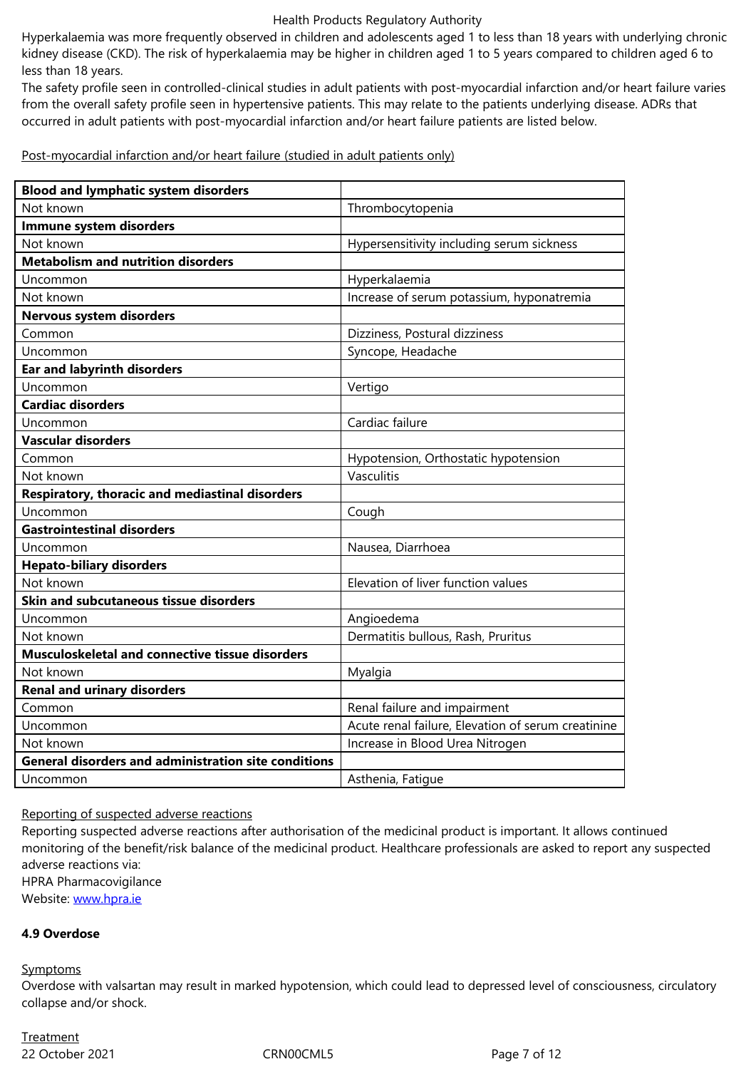Hyperkalaemia was more frequently observed in children and adolescents aged 1 to less than 18 years with underlying chronic kidney disease (CKD). The risk of hyperkalaemia may be higher in children aged 1 to 5 years compared to children aged 6 to less than 18 years.

The safety profile seen in controlled-clinical studies in adult patients with post-myocardial infarction and/or heart failure varies from the overall safety profile seen in hypertensive patients. This may relate to the patients underlying disease. ADRs that occurred in adult patients with post-myocardial infarction and/or heart failure patients are listed below.

Post-myocardial infarction and/or heart failure (studied in adult patients only)

| **Blood and lymphatic system disorders** | |
|---|---|
| Not known | Thrombocytopenia |
| **Immune system disorders** | |
| Not known | Hypersensitivity including serum sickness |
| **Metabolism and nutrition disorders** | |
| Uncommon | Hyperkalaemia |
| Not known | Increase of serum potassium, hyponatremia |
| **Nervous system disorders** | |
| Common | Dizziness, Postural dizziness |
| Uncommon | Syncope, Headache |
| **Ear and labyrinth disorders** | |
| Uncommon | Vertigo |
| **Cardiac disorders** | |
| Uncommon | Cardiac failure |
| **Vascular disorders** | |
| Common | Hypotension, Orthostatic hypotension |
| Not known | Vasculitis |
| **Respiratory, thoracic and mediastinal disorders** | |
| Uncommon | Cough |
| **Gastrointestinal disorders** | |
| Uncommon | Nausea, Diarrhoea |
| **Hepato-biliary disorders** | |
| Not known | Elevation of liver function values |
| **Skin and subcutaneous tissue disorders** | |
| Uncommon | Angioedema |
| Not known | Dermatitis bullous, Rash, Pruritus |
| **Musculoskeletal and connective tissue disorders** | |
| Not known | Myalgia |
| **Renal and urinary disorders** | |
| Common | Renal failure and impairment |
| Uncommon | Acute renal failure, Elevation of serum creatinine |
| Not known | Increase in Blood Urea Nitrogen |
| **General disorders and administration site conditions** | |
| Uncommon | Asthenia, Fatigue |

Reporting of suspected adverse reactions

Reporting suspected adverse reactions after authorisation of the medicinal product is important. It allows continued monitoring of the benefit/risk balance of the medicinal product. Healthcare professionals are asked to report any suspected adverse reactions via:
HPRA Pharmacovigilance
Website: www.hpra.ie

**4.9 Overdose**

Symptoms

Overdose with valsartan may result in marked hypotension, which could lead to depressed level of consciousness, circulatory collapse and/or shock.

Treatment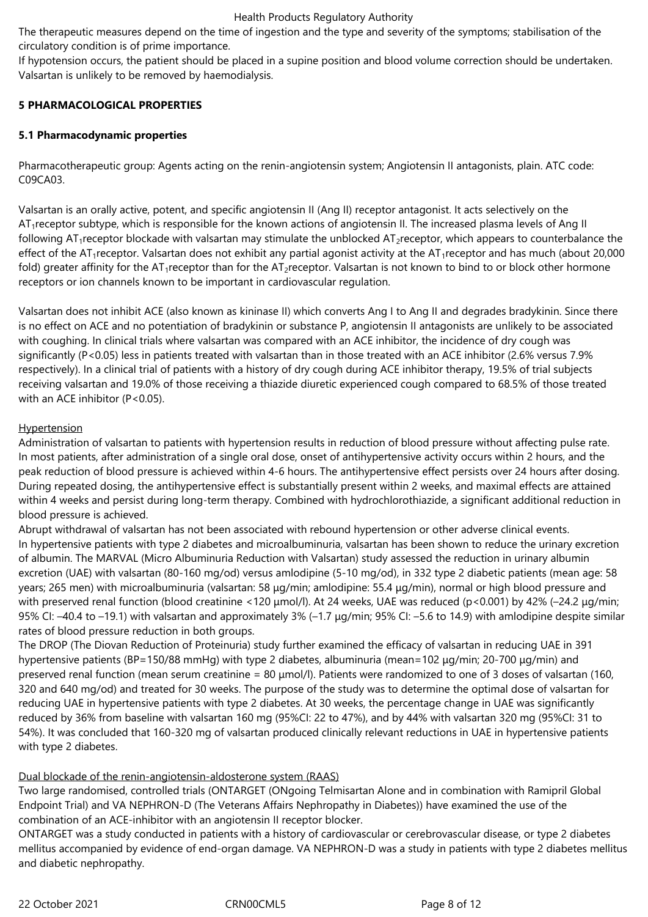The therapeutic measures depend on the time of ingestion and the type and severity of the symptoms; stabilisation of the circulatory condition is of prime importance.
If hypotension occurs, the patient should be placed in a supine position and blood volume correction should be undertaken.
Valsartan is unlikely to be removed by haemodialysis.

## 5 PHARMACOLOGICAL PROPERTIES

### 5.1 Pharmacodynamic properties

Pharmacotherapeutic group: Agents acting on the renin-angiotensin system; Angiotensin II antagonists, plain. ATC code: C09CA03.

Valsartan is an orally active, potent, and specific angiotensin II (Ang II) receptor antagonist. It acts selectively on the $AT_1$receptor subtype, which is responsible for the known actions of angiotensin II. The increased plasma levels of Ang II following $AT_1$receptor blockade with valsartan may stimulate the unblocked $AT_2$receptor, which appears to counterbalance the effect of the $AT_1$receptor. Valsartan does not exhibit any partial agonist activity at the $AT_1$receptor and has much (about 20,000 fold) greater affinity for the $AT_1$receptor than for the $AT_2$receptor. Valsartan is not known to bind to or block other hormone receptors or ion channels known to be important in cardiovascular regulation.

Valsartan does not inhibit ACE (also known as kininase II) which converts Ang I to Ang II and degrades bradykinin. Since there is no effect on ACE and no potentiation of bradykinin or substance P, angiotensin II antagonists are unlikely to be associated with coughing. In clinical trials where valsartan was compared with an ACE inhibitor, the incidence of dry cough was significantly ($P<0.05$) less in patients treated with valsartan than in those treated with an ACE inhibitor (2.6% versus 7.9% respectively). In a clinical trial of patients with a history of dry cough during ACE inhibitor therapy, 19.5% of trial subjects receiving valsartan and 19.0% of those receiving a thiazide diuretic experienced cough compared to 68.5% of those treated with an ACE inhibitor ($P<0.05$).

Hypertension

Administration of valsartan to patients with hypertension results in reduction of blood pressure without affecting pulse rate. In most patients, after administration of a single oral dose, onset of antihypertensive activity occurs within 2 hours, and the peak reduction of blood pressure is achieved within 4-6 hours. The antihypertensive effect persists over 24 hours after dosing. During repeated dosing, the antihypertensive effect is substantially present within 2 weeks, and maximal effects are attained within 4 weeks and persist during long-term therapy. Combined with hydrochlorothiazide, a significant additional reduction in blood pressure is achieved.

Abrupt withdrawal of valsartan has not been associated with rebound hypertension or other adverse clinical events.

In hypertensive patients with type 2 diabetes and microalbuminuria, valsartan has been shown to reduce the urinary excretion of albumin. The MARVAL (Micro Albuminuria Reduction with Valsartan) study assessed the reduction in urinary albumin excretion (UAE) with valsartan (80-160 mg/od) versus amlodipine (5-10 mg/od), in 332 type 2 diabetic patients (mean age: 58 years; 265 men) with microalbuminuria (valsartan: 58 µg/min; amlodipine: 55.4 µg/min), normal or high blood pressure and with preserved renal function (blood creatinine <120 µmol/l). At 24 weeks, UAE was reduced ($p<0.001$) by 42% (–24.2 µg/min; 95% CI: –40.4 to –19.1) with valsartan and approximately 3% (–1.7 µg/min; 95% CI: –5.6 to 14.9) with amlodipine despite similar rates of blood pressure reduction in both groups.

The DROP (The Diovan Reduction of Proteinuria) study further examined the efficacy of valsartan in reducing UAE in 391 hypertensive patients (BP=150/88 mmHg) with type 2 diabetes, albuminuria (mean=102 µg/min; 20-700 µg/min) and preserved renal function (mean serum creatinine = 80 µmol/l). Patients were randomized to one of 3 doses of valsartan (160, 320 and 640 mg/od) and treated for 30 weeks. The purpose of the study was to determine the optimal dose of valsartan for reducing UAE in hypertensive patients with type 2 diabetes. At 30 weeks, the percentage change in UAE was significantly reduced by 36% from baseline with valsartan 160 mg (95%CI: 22 to 47%), and by 44% with valsartan 320 mg (95%CI: 31 to 54%). It was concluded that 160-320 mg of valsartan produced clinically relevant reductions in UAE in hypertensive patients with type 2 diabetes.

Dual blockade of the renin-angiotensin-aldosterone system (RAAS)

Two large randomised, controlled trials (ONTARGET (ONgoing Telmisartan Alone and in combination with Ramipril Global Endpoint Trial) and VA NEPHRON-D (The Veterans Affairs Nephropathy in Diabetes)) have examined the use of the combination of an ACE-inhibitor with an angiotensin II receptor blocker.

ONTARGET was a study conducted in patients with a history of cardiovascular or cerebrovascular disease, or type 2 diabetes mellitus accompanied by evidence of end-organ damage. VA NEPHRON-D was a study in patients with type 2 diabetes mellitus and diabetic nephropathy.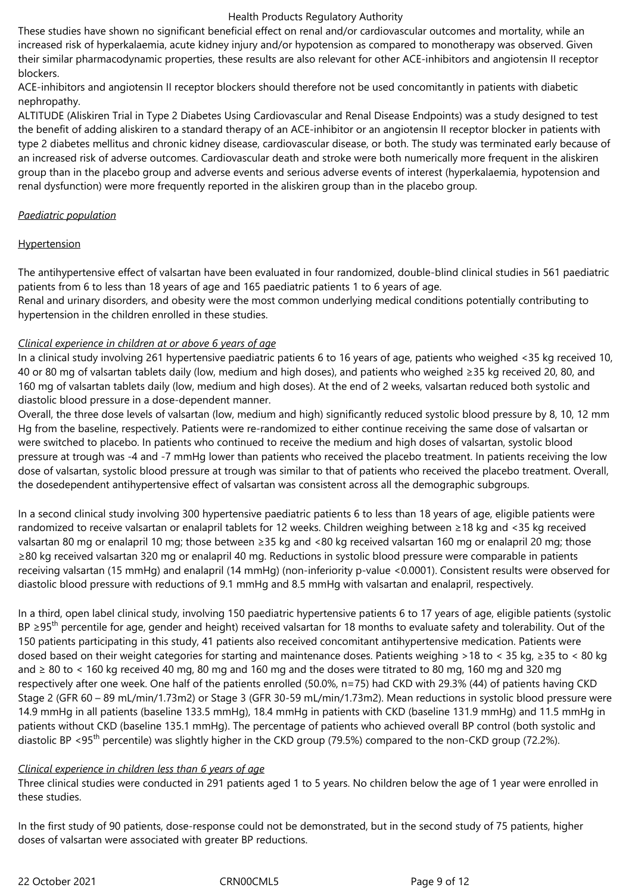These studies have shown no significant beneficial effect on renal and/or cardiovascular outcomes and mortality, while an increased risk of hyperkalaemia, acute kidney injury and/or hypotension as compared to monotherapy was observed. Given their similar pharmacodynamic properties, these results are also relevant for other ACE-inhibitors and angiotensin II receptor blockers.

ACE-inhibitors and angiotensin II receptor blockers should therefore not be used concomitantly in patients with diabetic nephropathy.

ALTITUDE (Aliskiren Trial in Type 2 Diabetes Using Cardiovascular and Renal Disease Endpoints) was a study designed to test the benefit of adding aliskiren to a standard therapy of an ACE-inhibitor or an angiotensin II receptor blocker in patients with type 2 diabetes mellitus and chronic kidney disease, cardiovascular disease, or both. The study was terminated early because of an increased risk of adverse outcomes. Cardiovascular death and stroke were both numerically more frequent in the aliskiren group than in the placebo group and adverse events and serious adverse events of interest (hyperkalaemia, hypotension and renal dysfunction) were more frequently reported in the aliskiren group than in the placebo group.

*Paediatric population*

Hypertension

The antihypertensive effect of valsartan have been evaluated in four randomized, double-blind clinical studies in 561 paediatric patients from 6 to less than 18 years of age and 165 paediatric patients 1 to 6 years of age.

Renal and urinary disorders, and obesity were the most common underlying medical conditions potentially contributing to hypertension in the children enrolled in these studies.

*Clinical experience in children at or above 6 years of age*

In a clinical study involving 261 hypertensive paediatric patients 6 to 16 years of age, patients who weighed <35 kg received 10, 40 or 80 mg of valsartan tablets daily (low, medium and high doses), and patients who weighed ≥35 kg received 20, 80, and 160 mg of valsartan tablets daily (low, medium and high doses). At the end of 2 weeks, valsartan reduced both systolic and diastolic blood pressure in a dose-dependent manner.

Overall, the three dose levels of valsartan (low, medium and high) significantly reduced systolic blood pressure by 8, 10, 12 mm Hg from the baseline, respectively. Patients were re-randomized to either continue receiving the same dose of valsartan or were switched to placebo. In patients who continued to receive the medium and high doses of valsartan, systolic blood pressure at trough was -4 and -7 mmHg lower than patients who received the placebo treatment. In patients receiving the low dose of valsartan, systolic blood pressure at trough was similar to that of patients who received the placebo treatment. Overall, the dosedependent antihypertensive effect of valsartan was consistent across all the demographic subgroups.

In a second clinical study involving 300 hypertensive paediatric patients 6 to less than 18 years of age, eligible patients were randomized to receive valsartan or enalapril tablets for 12 weeks. Children weighing between ≥18 kg and <35 kg received valsartan 80 mg or enalapril 10 mg; those between ≥35 kg and <80 kg received valsartan 160 mg or enalapril 20 mg; those ≥80 kg received valsartan 320 mg or enalapril 40 mg. Reductions in systolic blood pressure were comparable in patients receiving valsartan (15 mmHg) and enalapril (14 mmHg) (non-inferiority p-value <0.0001). Consistent results were observed for diastolic blood pressure with reductions of 9.1 mmHg and 8.5 mmHg with valsartan and enalapril, respectively.

In a third, open label clinical study, involving 150 paediatric hypertensive patients 6 to 17 years of age, eligible patients (systolic BP ≥95[th] percentile for age, gender and height) received valsartan for 18 months to evaluate safety and tolerability. Out of the 150 patients participating in this study, 41 patients also received concomitant antihypertensive medication. Patients were dosed based on their weight categories for starting and maintenance doses. Patients weighing >18 to < 35 kg, ≥35 to < 80 kg and ≥ 80 to < 160 kg received 40 mg, 80 mg and 160 mg and the doses were titrated to 80 mg, 160 mg and 320 mg respectively after one week. One half of the patients enrolled (50.0%, n=75) had CKD with 29.3% (44) of patients having CKD Stage 2 (GFR 60 – 89 mL/min/1.73m2) or Stage 3 (GFR 30-59 mL/min/1.73m2). Mean reductions in systolic blood pressure were 14.9 mmHg in all patients (baseline 133.5 mmHg), 18.4 mmHg in patients with CKD (baseline 131.9 mmHg) and 11.5 mmHg in patients without CKD (baseline 135.1 mmHg). The percentage of patients who achieved overall BP control (both systolic and diastolic BP <95[th] percentile) was slightly higher in the CKD group (79.5%) compared to the non-CKD group (72.2%).

*Clinical experience in children less than 6 years of age*

Three clinical studies were conducted in 291 patients aged 1 to 5 years. No children below the age of 1 year were enrolled in these studies.

In the first study of 90 patients, dose-response could not be demonstrated, but in the second study of 75 patients, higher doses of valsartan were associated with greater BP reductions.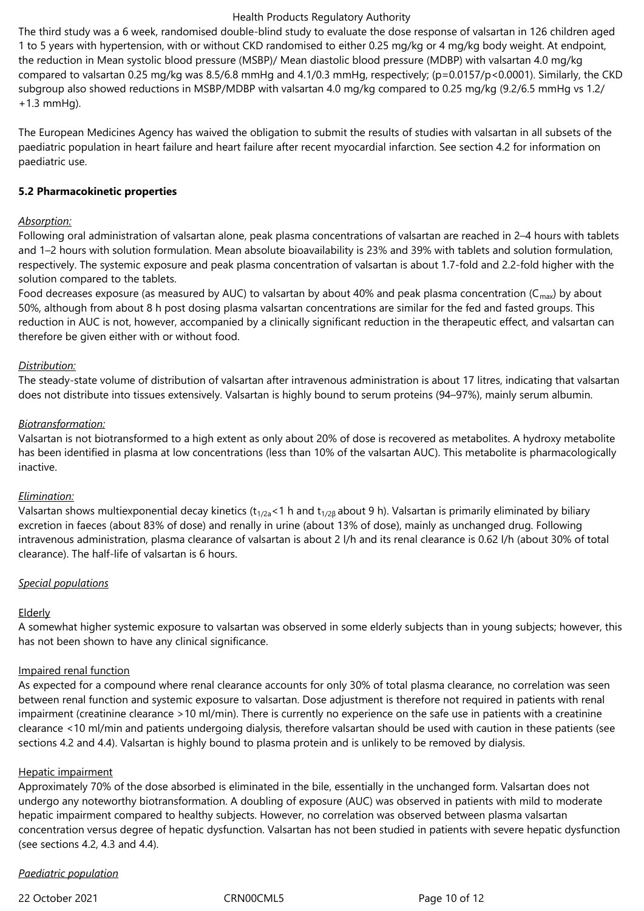The third study was a 6 week, randomised double-blind study to evaluate the dose response of valsartan in 126 children aged 1 to 5 years with hypertension, with or without CKD randomised to either 0.25 mg/kg or 4 mg/kg body weight. At endpoint, the reduction in Mean systolic blood pressure (MSBP)/ Mean diastolic blood pressure (MDBP) with valsartan 4.0 mg/kg compared to valsartan 0.25 mg/kg was 8.5/6.8 mmHg and 4.1/0.3 mmHg, respectively; (p=0.0157/p<0.0001). Similarly, the CKD subgroup also showed reductions in MSBP/MDBP with valsartan 4.0 mg/kg compared to 0.25 mg/kg (9.2/6.5 mmHg vs 1.2/ +1.3 mmHg).

The European Medicines Agency has waived the obligation to submit the results of studies with valsartan in all subsets of the paediatric population in heart failure and heart failure after recent myocardial infarction. See section 4.2 for information on paediatric use.

**5.2 Pharmacokinetic properties**

*Absorption:*

Following oral administration of valsartan alone, peak plasma concentrations of valsartan are reached in 2–4 hours with tablets and 1–2 hours with solution formulation. Mean absolute bioavailability is 23% and 39% with tablets and solution formulation, respectively. The systemic exposure and peak plasma concentration of valsartan is about 1.7-fold and 2.2-fold higher with the solution compared to the tablets.

Food decreases exposure (as measured by AUC) to valsartan by about 40% and peak plasma concentration ($C_{max}$) by about 50%, although from about 8 h post dosing plasma valsartan concentrations are similar for the fed and fasted groups. This reduction in AUC is not, however, accompanied by a clinically significant reduction in the therapeutic effect, and valsartan can therefore be given either with or without food.

*Distribution:*

The steady-state volume of distribution of valsartan after intravenous administration is about 17 litres, indicating that valsartan does not distribute into tissues extensively. Valsartan is highly bound to serum proteins (94–97%), mainly serum albumin.

*Biotransformation:*

Valsartan is not biotransformed to a high extent as only about 20% of dose is recovered as metabolites. A hydroxy metabolite has been identified in plasma at low concentrations (less than 10% of the valsartan AUC). This metabolite is pharmacologically inactive.

*Elimination:*

Valsartan shows multiexponential decay kinetics ($t_{1/2\alpha}$ <1 h and $t_{1/2\beta}$ about 9 h). Valsartan is primarily eliminated by biliary excretion in faeces (about 83% of dose) and renally in urine (about 13% of dose), mainly as unchanged drug. Following intravenous administration, plasma clearance of valsartan is about 2 l/h and its renal clearance is 0.62 l/h (about 30% of total clearance). The half-life of valsartan is 6 hours.

*Special populations*

Elderly

A somewhat higher systemic exposure to valsartan was observed in some elderly subjects than in young subjects; however, this has not been shown to have any clinical significance.

Impaired renal function

As expected for a compound where renal clearance accounts for only 30% of total plasma clearance, no correlation was seen between renal function and systemic exposure to valsartan. Dose adjustment is therefore not required in patients with renal impairment (creatinine clearance >10 ml/min). There is currently no experience on the safe use in patients with a creatinine clearance <10 ml/min and patients undergoing dialysis, therefore valsartan should be used with caution in these patients (see sections 4.2 and 4.4). Valsartan is highly bound to plasma protein and is unlikely to be removed by dialysis.

Hepatic impairment

Approximately 70% of the dose absorbed is eliminated in the bile, essentially in the unchanged form. Valsartan does not undergo any noteworthy biotransformation. A doubling of exposure (AUC) was observed in patients with mild to moderate hepatic impairment compared to healthy subjects. However, no correlation was observed between plasma valsartan concentration versus degree of hepatic dysfunction. Valsartan has not been studied in patients with severe hepatic dysfunction (see sections 4.2, 4.3 and 4.4).

*Paediatric population*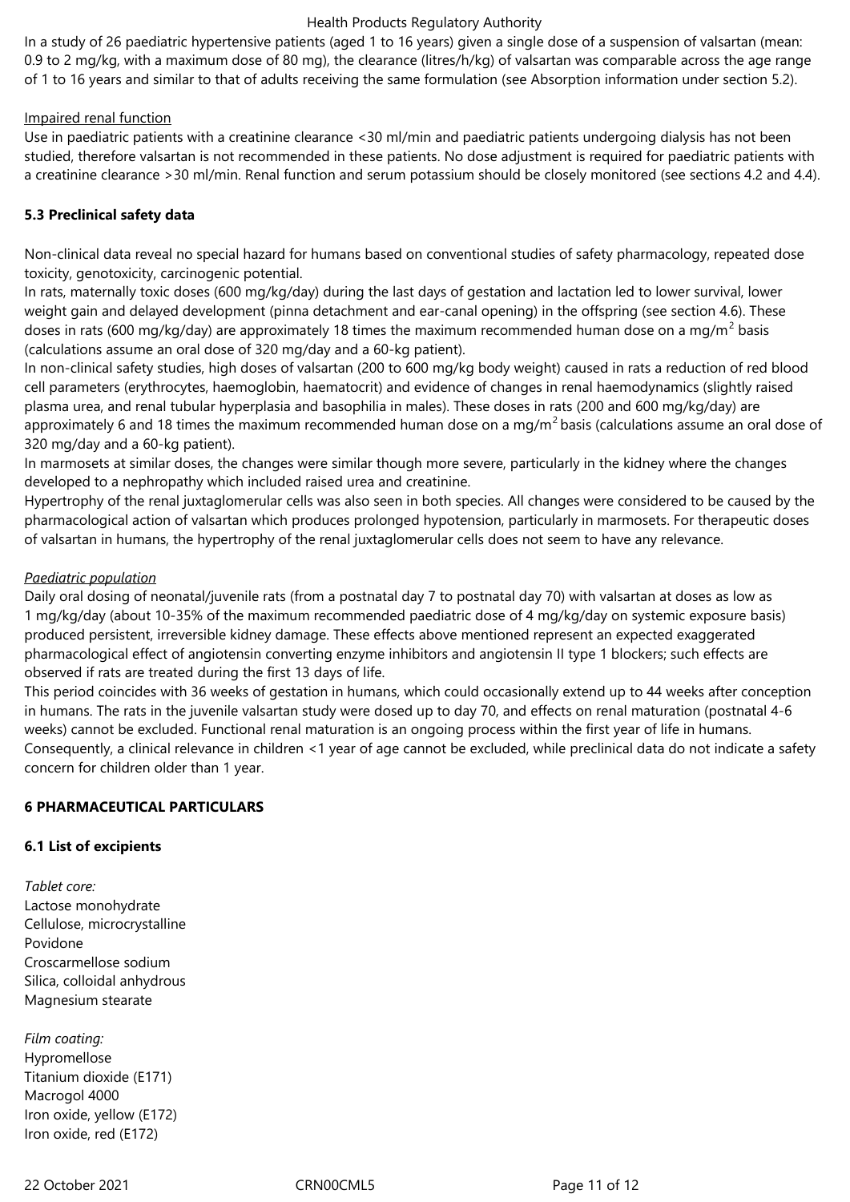In a study of 26 paediatric hypertensive patients (aged 1 to 16 years) given a single dose of a suspension of valsartan (mean: 0.9 to 2 mg/kg, with a maximum dose of 80 mg), the clearance (litres/h/kg) of valsartan was comparable across the age range of 1 to 16 years and similar to that of adults receiving the same formulation (see Absorption information under section 5.2).

Impaired renal function

Use in paediatric patients with a creatinine clearance <30 ml/min and paediatric patients undergoing dialysis has not been studied, therefore valsartan is not recommended in these patients. No dose adjustment is required for paediatric patients with a creatinine clearance >30 ml/min. Renal function and serum potassium should be closely monitored (see sections 4.2 and 4.4).

## 5.3 Preclinical safety data

Non-clinical data reveal no special hazard for humans based on conventional studies of safety pharmacology, repeated dose toxicity, genotoxicity, carcinogenic potential.

In rats, maternally toxic doses (600 mg/kg/day) during the last days of gestation and lactation led to lower survival, lower weight gain and delayed development (pinna detachment and ear-canal opening) in the offspring (see section 4.6). These doses in rats (600 mg/kg/day) are approximately 18 times the maximum recommended human dose on a mg/m$^2$ basis (calculations assume an oral dose of 320 mg/day and a 60-kg patient).

In non-clinical safety studies, high doses of valsartan (200 to 600 mg/kg body weight) caused in rats a reduction of red blood cell parameters (erythrocytes, haemoglobin, haematocrit) and evidence of changes in renal haemodynamics (slightly raised plasma urea, and renal tubular hyperplasia and basophilia in males). These doses in rats (200 and 600 mg/kg/day) are approximately 6 and 18 times the maximum recommended human dose on a mg/m$^2$ basis (calculations assume an oral dose of 320 mg/day and a 60-kg patient).

In marmosets at similar doses, the changes were similar though more severe, particularly in the kidney where the changes developed to a nephropathy which included raised urea and creatinine.

Hypertrophy of the renal juxtaglomerular cells was also seen in both species. All changes were considered to be caused by the pharmacological action of valsartan which produces prolonged hypotension, particularly in marmosets. For therapeutic doses of valsartan in humans, the hypertrophy of the renal juxtaglomerular cells does not seem to have any relevance.

*Paediatric population*

Daily oral dosing of neonatal/juvenile rats (from a postnatal day 7 to postnatal day 70) with valsartan at doses as low as 1 mg/kg/day (about 10-35% of the maximum recommended paediatric dose of 4 mg/kg/day on systemic exposure basis) produced persistent, irreversible kidney damage. These effects above mentioned represent an expected exaggerated pharmacological effect of angiotensin converting enzyme inhibitors and angiotensin II type 1 blockers; such effects are observed if rats are treated during the first 13 days of life.

This period coincides with 36 weeks of gestation in humans, which could occasionally extend up to 44 weeks after conception in humans. The rats in the juvenile valsartan study were dosed up to day 70, and effects on renal maturation (postnatal 4-6 weeks) cannot be excluded. Functional renal maturation is an ongoing process within the first year of life in humans. Consequently, a clinical relevance in children <1 year of age cannot be excluded, while preclinical data do not indicate a safety concern for children older than 1 year.

# 6 PHARMACEUTICAL PARTICULARS

## 6.1 List of excipients

*Tablet core:*
Lactose monohydrate
Cellulose, microcrystalline
Povidone
Croscarmellose sodium
Silica, colloidal anhydrous
Magnesium stearate

*Film coating:*
Hypromellose
Titanium dioxide (E171)
Macrogol 4000
Iron oxide, yellow (E172)
Iron oxide, red (E172)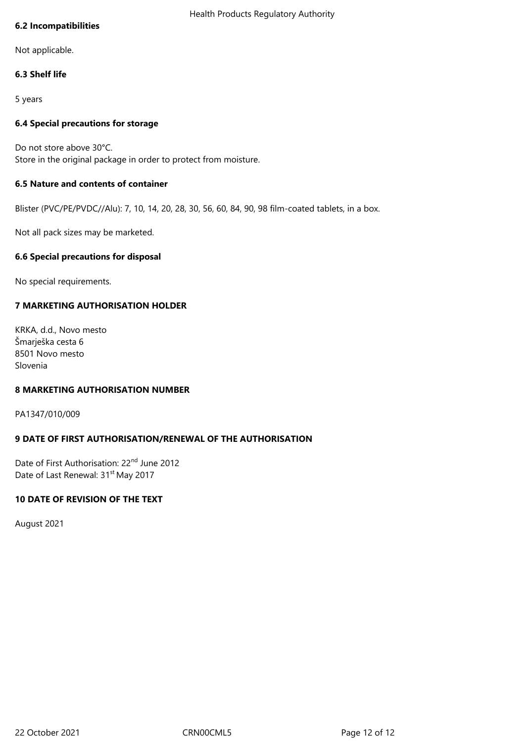### 6.2 Incompatibilities

Not applicable.

### 6.3 Shelf life

5 years

### 6.4 Special precautions for storage

Do not store above 30°C.
Store in the original package in order to protect from moisture.

### 6.5 Nature and contents of container

Blister (PVC/PE/PVDC//Alu): 7, 10, 14, 20, 28, 30, 56, 60, 84, 90, 98 film-coated tablets, in a box.

Not all pack sizes may be marketed.

### 6.6 Special precautions for disposal

No special requirements.

## 7 MARKETING AUTHORISATION HOLDER

KRKA, d.d., Novo mesto
Šmarješka cesta 6
8501 Novo mesto
Slovenia

## 8 MARKETING AUTHORISATION NUMBER

PA1347/010/009

## 9 DATE OF FIRST AUTHORISATION/RENEWAL OF THE AUTHORISATION

Date of First Authorisation: 22nd June 2012
Date of Last Renewal: 31st May 2017

## 10 DATE OF REVISION OF THE TEXT

August 2021